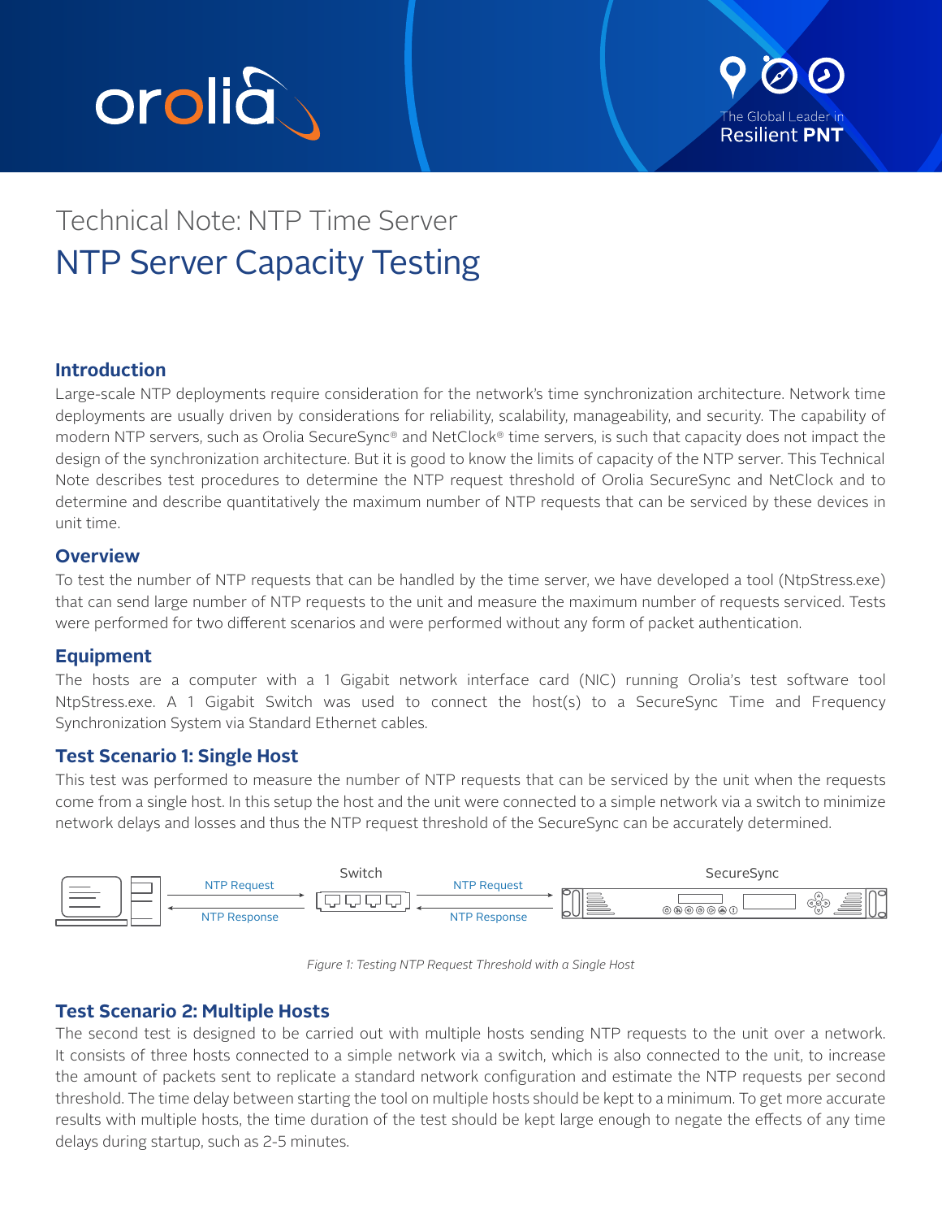Technical Note: NTP Time Server

# NTP Server Capacity Testing

## Introduction

Large-scale NTP deployments require consideration for the network's time synchronization architecture. Network time deployments are usually driven by considerations for reliability, scalability, manageability, and security. The capability of modern NTP servers, such as Orolia SecureSync® and NetClock® time servers, is such that capacity does not impact the design of the synchronization architecture. But it is good to know the limits of capacity of the NTP server. This Technical Note describes test procedures to determine the NTP request threshold of Orolia SecureSync and NetClock and to determine and describe quantitatively the maximum number of NTP requests that can be serviced by these devices in unit time.

## Overview

To test the number of NTP requests that can be handled by the time server, we have developed a tool (NtpStress.exe) that can send large number of NTP requests to the unit and measure the maximum number of requests serviced. Tests were performed for two different scenarios and were performed without any form of packet authentication.

## Equipment

The hosts are a computer with a 1 Gigabit network interface card (NIC) running Orolia's test software tool NtpStress.exe. A 1 Gigabit Switch was used to connect the host(s) to a SecureSync Time and Frequency Synchronization System via Standard Ethernet cables.

## Test Scenario 1: Single Host

This test was performed to measure the number of NTP requests that can be serviced by the unit when the requests come from a single host. In this setup the host and the unit were connected to a simple network via a switch to minimize network delays and losses and thus the NTP request threshold of the SecureSync can be accurately determined.

Switch — SecureSync — NTP Request — NTP Response — NTP Request — NTP Response

*Figure 1: Testing NTP Request Threshold with a Single Host*

## Test Scenario 2: Multiple Hosts

The second test is designed to be carried out with multiple hosts sending NTP requests to the unit over a network. It consists of three hosts connected to a simple network via a switch, which is also connected to the unit, to increase the amount of packets sent to replicate a standard network configuration and estimate the NTP requests per second threshold. The time delay between starting the tool on multiple hosts should be kept to a minimum. To get more accurate results with multiple hosts, the time duration of the test should be kept large enough to negate the effects of any time delays during startup, such as 2-5 minutes.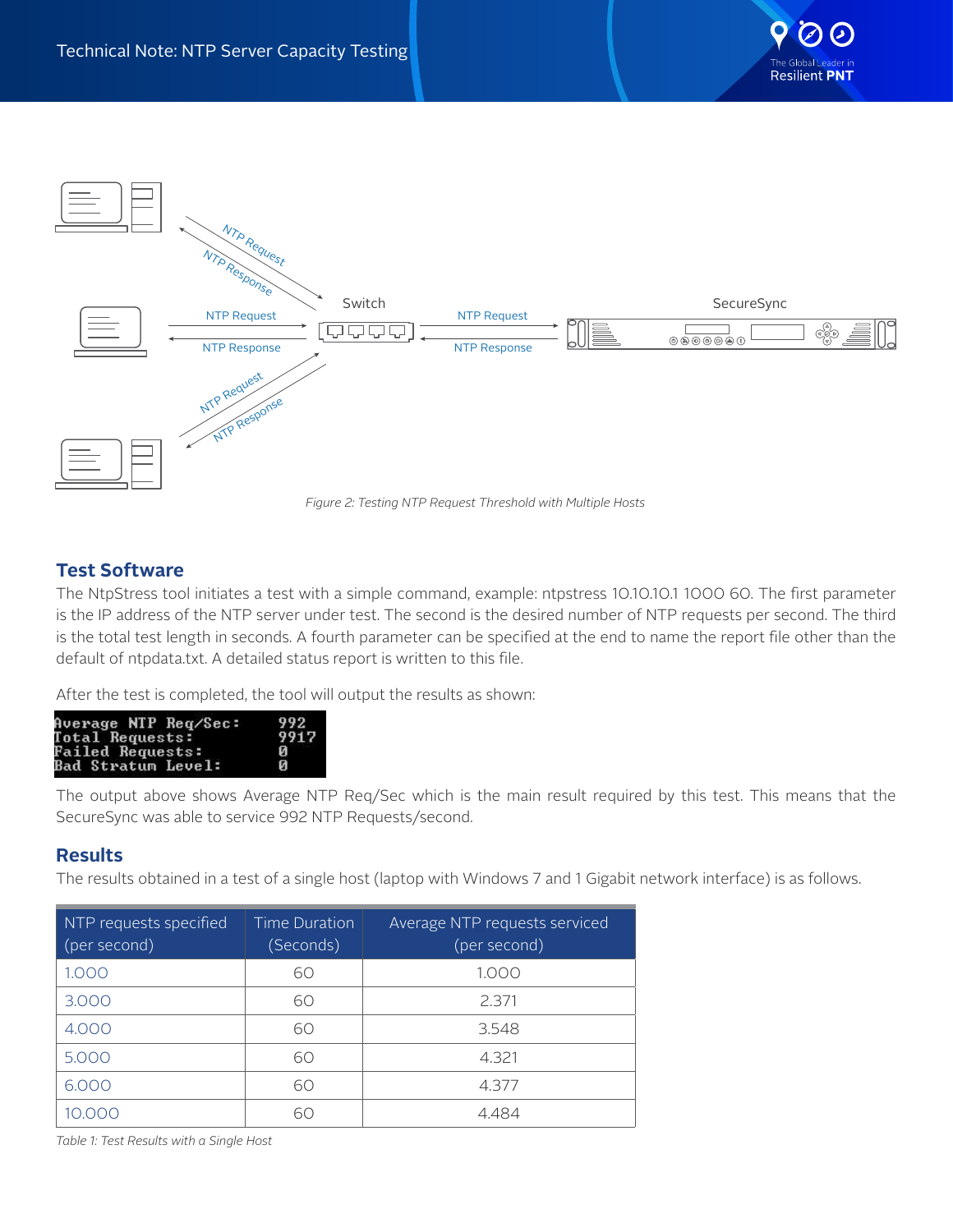Figure 2: Testing NTP Request Threshold with Multiple Hosts

## Test Software

The NtpStress tool initiates a test with a simple command, example: ntpstress 10.10.10.1 1000 60. The first parameter is the IP address of the NTP server under test. The second is the desired number of NTP requests per second. The third is the total test length in seconds. A fourth parameter can be specified at the end to name the report file other than the default of ntpdata.txt. A detailed status report is written to this file.

After the test is completed, the tool will output the results as shown:

```
Average NTP Req/Sec:    992
Total Requests:         9917
Failed Requests:        0
Bad Stratum Level:      0
```

The output above shows Average NTP Req/Sec which is the main result required by this test. This means that the SecureSync was able to service 992 NTP Requests/second.

## Results

The results obtained in a test of a single host (laptop with Windows 7 and 1 Gigabit network interface) is as follows.

| NTP requests specified (per second) | Time Duration (Seconds) | Average NTP requests serviced (per second) |
|---|---|---|
| 1.000 | 60 | 1.000 |
| 3.000 | 60 | 2.371 |
| 4.000 | 60 | 3.548 |
| 5.000 | 60 | 4.321 |
| 6.000 | 60 | 4.377 |
| 10.000 | 60 | 4.484 |

Table 1: Test Results with a Single Host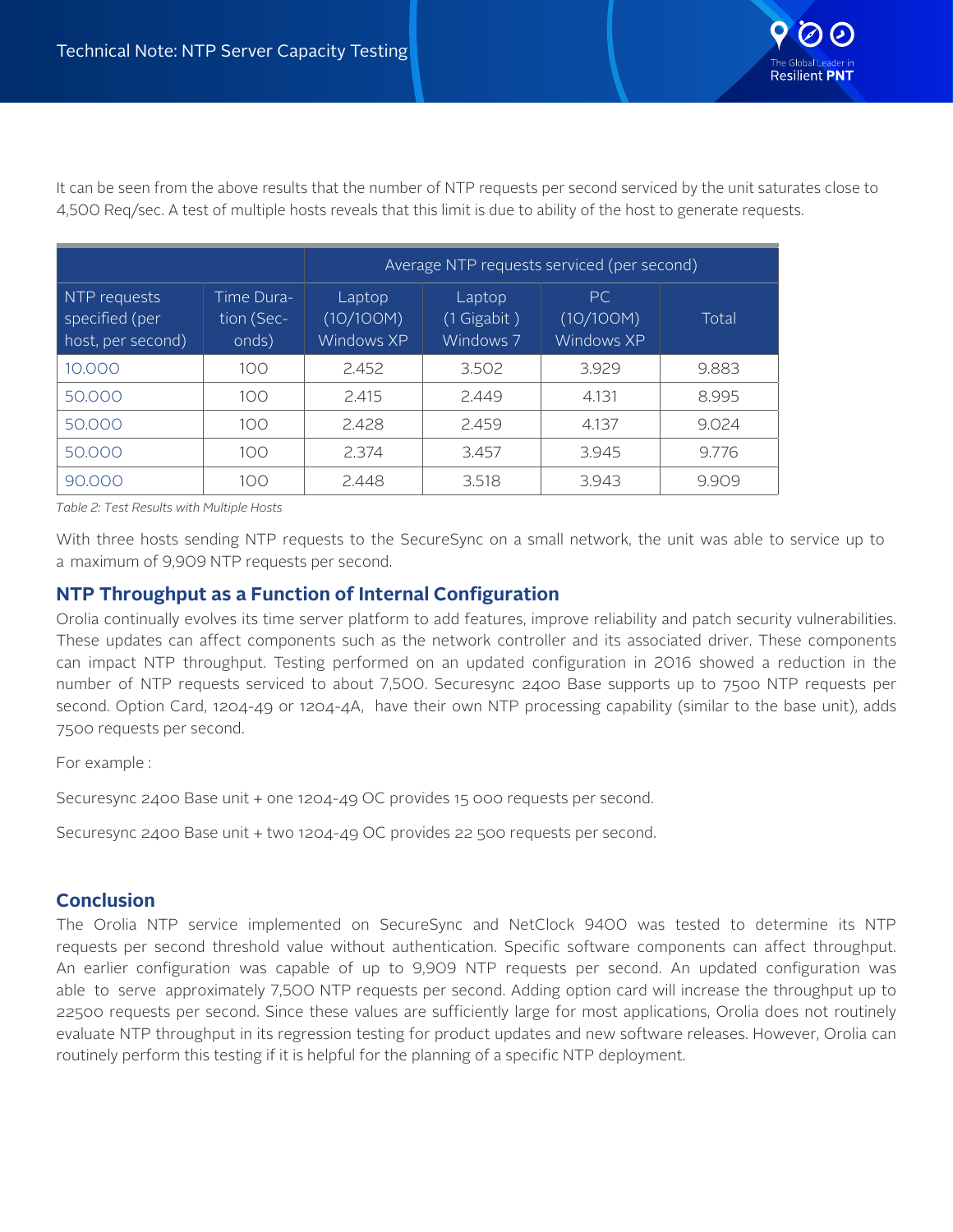It can be seen from the above results that the number of NTP requests per second serviced by the unit saturates close to 4,500 Req/sec. A test of multiple hosts reveals that this limit is due to ability of the host to generate requests.

| | | Average NTP requests serviced (per second) | | | |
|---|---|---|---|---|---|
| NTP requests specified (per host, per second) | Time Duration (Seconds) | Laptop (10/100M) Windows XP | Laptop (1 Gigabit ) Windows 7 | PC (10/100M) Windows XP | Total |
| 10.000 | 100 | 2.452 | 3.502 | 3.929 | 9.883 |
| 50.000 | 100 | 2.415 | 2.449 | 4.131 | 8.995 |
| 50.000 | 100 | 2.428 | 2.459 | 4.137 | 9.024 |
| 50.000 | 100 | 2.374 | 3.457 | 3.945 | 9.776 |
| 90.000 | 100 | 2.448 | 3.518 | 3.943 | 9.909 |

*Table 2: Test Results with Multiple Hosts*

With three hosts sending NTP requests to the SecureSync on a small network, the unit was able to service up to a maximum of 9,909 NTP requests per second.

## NTP Throughput as a Function of Internal Configuration

Orolia continually evolves its time server platform to add features, improve reliability and patch security vulnerabilities. These updates can affect components such as the network controller and its associated driver. These components can impact NTP throughput. Testing performed on an updated configuration in 2016 showed a reduction in the number of NTP requests serviced to about 7,500. Securesync 2400 Base supports up to 7500 NTP requests per second. Option Card, 1204-49 or 1204-4A, have their own NTP processing capability (similar to the base unit), adds 7500 requests per second.

For example :

Securesync 2400 Base unit + one 1204-49 OC provides 15 000 requests per second.

Securesync 2400 Base unit + two 1204-49 OC provides 22 500 requests per second.

## Conclusion

The Orolia NTP service implemented on SecureSync and NetClock 9400 was tested to determine its NTP requests per second threshold value without authentication. Specific software components can affect throughput. An earlier configuration was capable of up to 9,909 NTP requests per second. An updated configuration was able to serve approximately 7,500 NTP requests per second. Adding option card will increase the throughput up to 22500 requests per second. Since these values are sufficiently large for most applications, Orolia does not routinely evaluate NTP throughput in its regression testing for product updates and new software releases. However, Orolia can routinely perform this testing if it is helpful for the planning of a specific NTP deployment.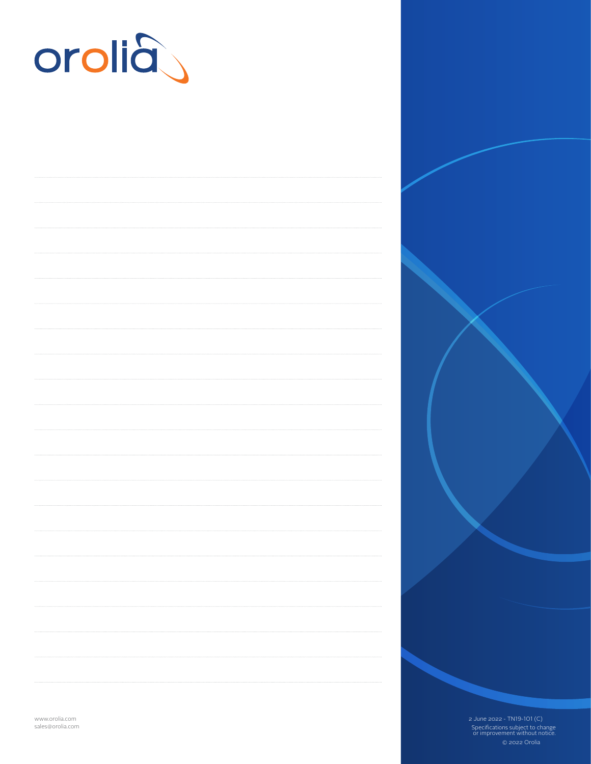www.orolia.com
sales@orolia.com

2 June 2022 - TN19-101 (C)

Specifications subject to change or improvement without notice.

© 2022 Orolia